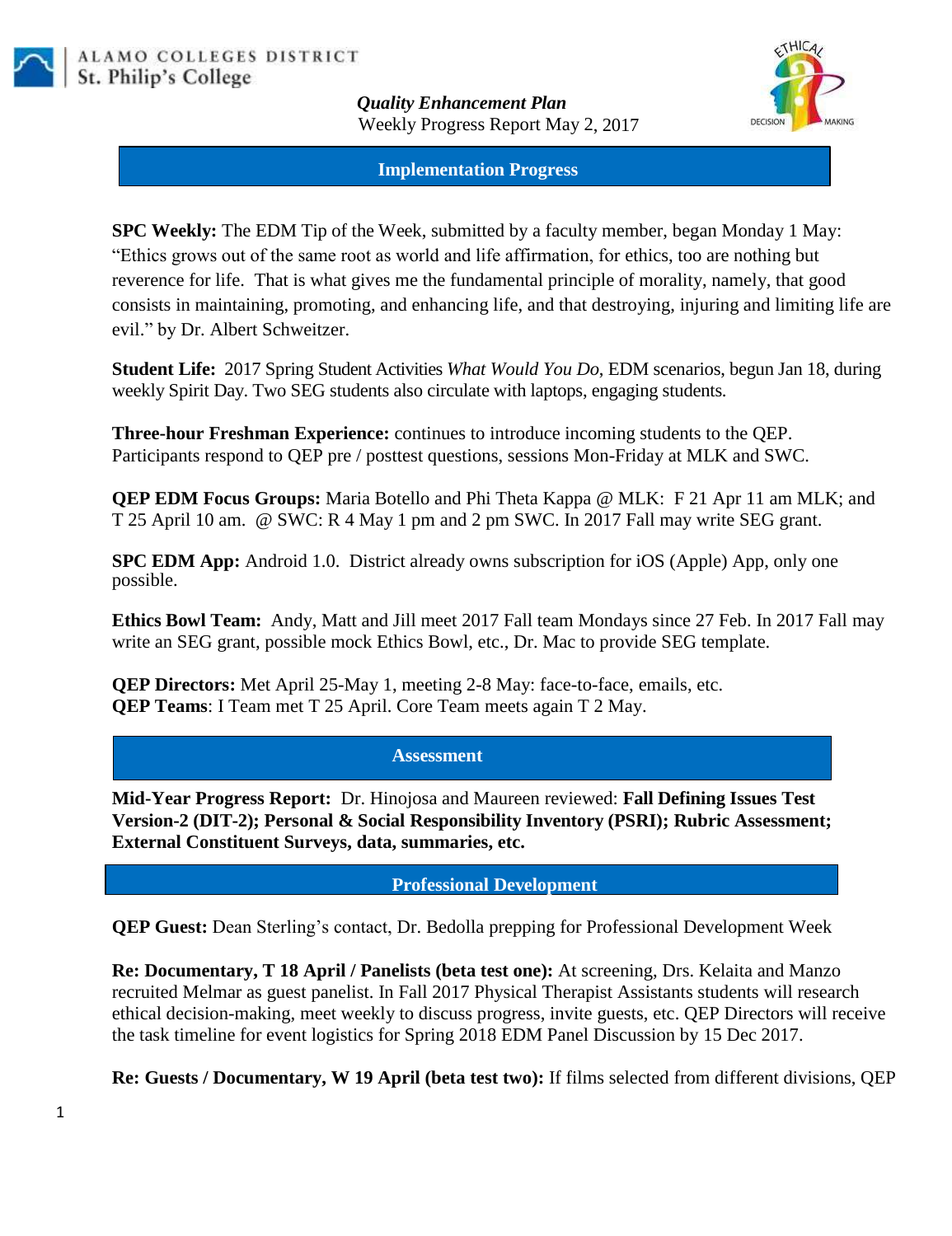ALAMO COLLEGES DISTRICT
St. Philip's College

***Quality Enhancement Plan***
Weekly Progress Report May 2, 2017

## Implementation Progress

**SPC Weekly:** The EDM Tip of the Week, submitted by a faculty member, began Monday 1 May: "Ethics grows out of the same root as world and life affirmation, for ethics, too are nothing but reverence for life. That is what gives me the fundamental principle of morality, namely, that good consists in maintaining, promoting, and enhancing life, and that destroying, injuring and limiting life are evil." by Dr. Albert Schweitzer.

**Student Life:** 2017 Spring Student Activities *What Would You Do*, EDM scenarios, begun Jan 18, during weekly Spirit Day. Two SEG students also circulate with laptops, engaging students.

**Three-hour Freshman Experience:** continues to introduce incoming students to the QEP. Participants respond to QEP pre / posttest questions, sessions Mon-Friday at MLK and SWC.

**QEP EDM Focus Groups:** Maria Botello and Phi Theta Kappa @ MLK: F 21 Apr 11 am MLK; and T 25 April 10 am. @ SWC: R 4 May 1 pm and 2 pm SWC. In 2017 Fall may write SEG grant.

**SPC EDM App:** Android 1.0. District already owns subscription for iOS (Apple) App, only one possible.

**Ethics Bowl Team:** Andy, Matt and Jill meet 2017 Fall team Mondays since 27 Feb. In 2017 Fall may write an SEG grant, possible mock Ethics Bowl, etc., Dr. Mac to provide SEG template.

**QEP Directors:** Met April 25-May 1, meeting 2-8 May: face-to-face, emails, etc.
**QEP Teams**: I Team met T 25 April. Core Team meets again T 2 May.

## Assessment

**Mid-Year Progress Report:** Dr. Hinojosa and Maureen reviewed: **Fall Defining Issues Test Version-2 (DIT-2); Personal & Social Responsibility Inventory (PSRI); Rubric Assessment; External Constituent Surveys, data, summaries, etc.**

## Professional Development

**QEP Guest:** Dean Sterling's contact, Dr. Bedolla prepping for Professional Development Week

**Re: Documentary, T 18 April / Panelists (beta test one):** At screening, Drs. Kelaita and Manzo recruited Melmar as guest panelist. In Fall 2017 Physical Therapist Assistants students will research ethical decision-making, meet weekly to discuss progress, invite guests, etc. QEP Directors will receive the task timeline for event logistics for Spring 2018 EDM Panel Discussion by 15 Dec 2017.

**Re: Guests / Documentary, W 19 April (beta test two):** If films selected from different divisions, QEP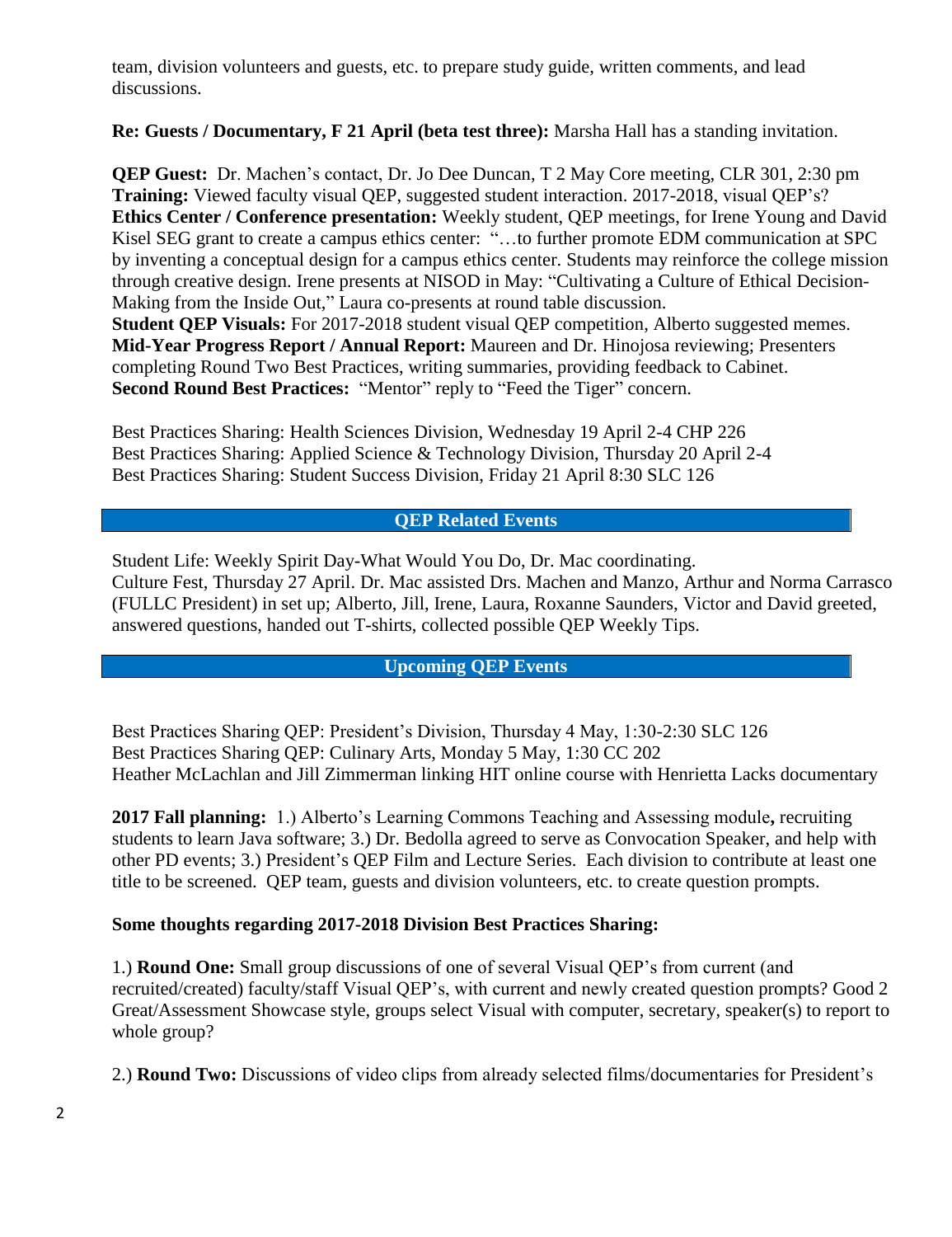team, division volunteers and guests, etc. to prepare study guide, written comments, and lead discussions.

**Re: Guests / Documentary, F 21 April (beta test three):** Marsha Hall has a standing invitation.

**QEP Guest:** Dr. Machen's contact, Dr. Jo Dee Duncan, T 2 May Core meeting, CLR 301, 2:30 pm
**Training:** Viewed faculty visual QEP, suggested student interaction. 2017-2018, visual QEP's?
**Ethics Center / Conference presentation:** Weekly student, QEP meetings, for Irene Young and David Kisel SEG grant to create a campus ethics center: "…to further promote EDM communication at SPC by inventing a conceptual design for a campus ethics center. Students may reinforce the college mission through creative design. Irene presents at NISOD in May: "Cultivating a Culture of Ethical Decision-Making from the Inside Out," Laura co-presents at round table discussion.
**Student QEP Visuals:** For 2017-2018 student visual QEP competition, Alberto suggested memes.
**Mid-Year Progress Report / Annual Report:** Maureen and Dr. Hinojosa reviewing; Presenters completing Round Two Best Practices, writing summaries, providing feedback to Cabinet.
**Second Round Best Practices:** "Mentor" reply to "Feed the Tiger" concern.

Best Practices Sharing: Health Sciences Division, Wednesday 19 April 2-4 CHP 226
Best Practices Sharing: Applied Science & Technology Division, Thursday 20 April 2-4
Best Practices Sharing: Student Success Division, Friday 21 April 8:30 SLC 126

## QEP Related Events

Student Life: Weekly Spirit Day-What Would You Do, Dr. Mac coordinating.
Culture Fest, Thursday 27 April. Dr. Mac assisted Drs. Machen and Manzo, Arthur and Norma Carrasco (FULLC President) in set up; Alberto, Jill, Irene, Laura, Roxanne Saunders, Victor and David greeted, answered questions, handed out T-shirts, collected possible QEP Weekly Tips.

## Upcoming QEP Events

Best Practices Sharing QEP: President's Division, Thursday 4 May, 1:30-2:30 SLC 126
Best Practices Sharing QEP: Culinary Arts, Monday 5 May, 1:30 CC 202
Heather McLachlan and Jill Zimmerman linking HIT online course with Henrietta Lacks documentary

**2017 Fall planning:** 1.) Alberto's Learning Commons Teaching and Assessing module**,** recruiting students to learn Java software; 3.) Dr. Bedolla agreed to serve as Convocation Speaker, and help with other PD events; 3.) President's QEP Film and Lecture Series. Each division to contribute at least one title to be screened. QEP team, guests and division volunteers, etc. to create question prompts.

**Some thoughts regarding 2017-2018 Division Best Practices Sharing:**

1.) **Round One:** Small group discussions of one of several Visual QEP's from current (and recruited/created) faculty/staff Visual QEP's, with current and newly created question prompts? Good 2 Great/Assessment Showcase style, groups select Visual with computer, secretary, speaker(s) to report to whole group?

2.) **Round Two:** Discussions of video clips from already selected films/documentaries for President's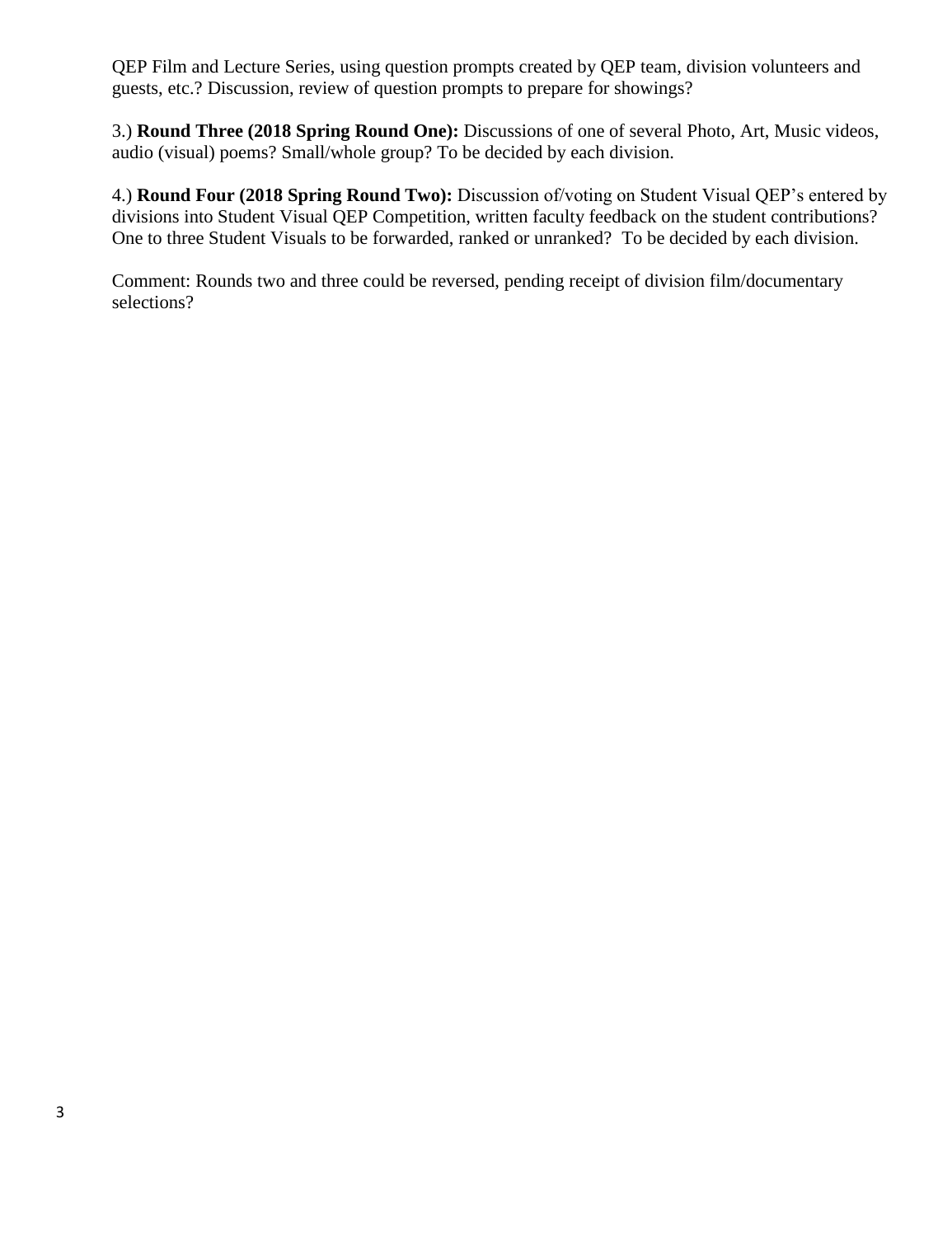QEP Film and Lecture Series, using question prompts created by QEP team, division volunteers and guests, etc.? Discussion, review of question prompts to prepare for showings?

3.) **Round Three (2018 Spring Round One):** Discussions of one of several Photo, Art, Music videos, audio (visual) poems? Small/whole group? To be decided by each division.

4.) **Round Four (2018 Spring Round Two):** Discussion of/voting on Student Visual QEP's entered by divisions into Student Visual QEP Competition, written faculty feedback on the student contributions? One to three Student Visuals to be forwarded, ranked or unranked? To be decided by each division.

Comment: Rounds two and three could be reversed, pending receipt of division film/documentary selections?